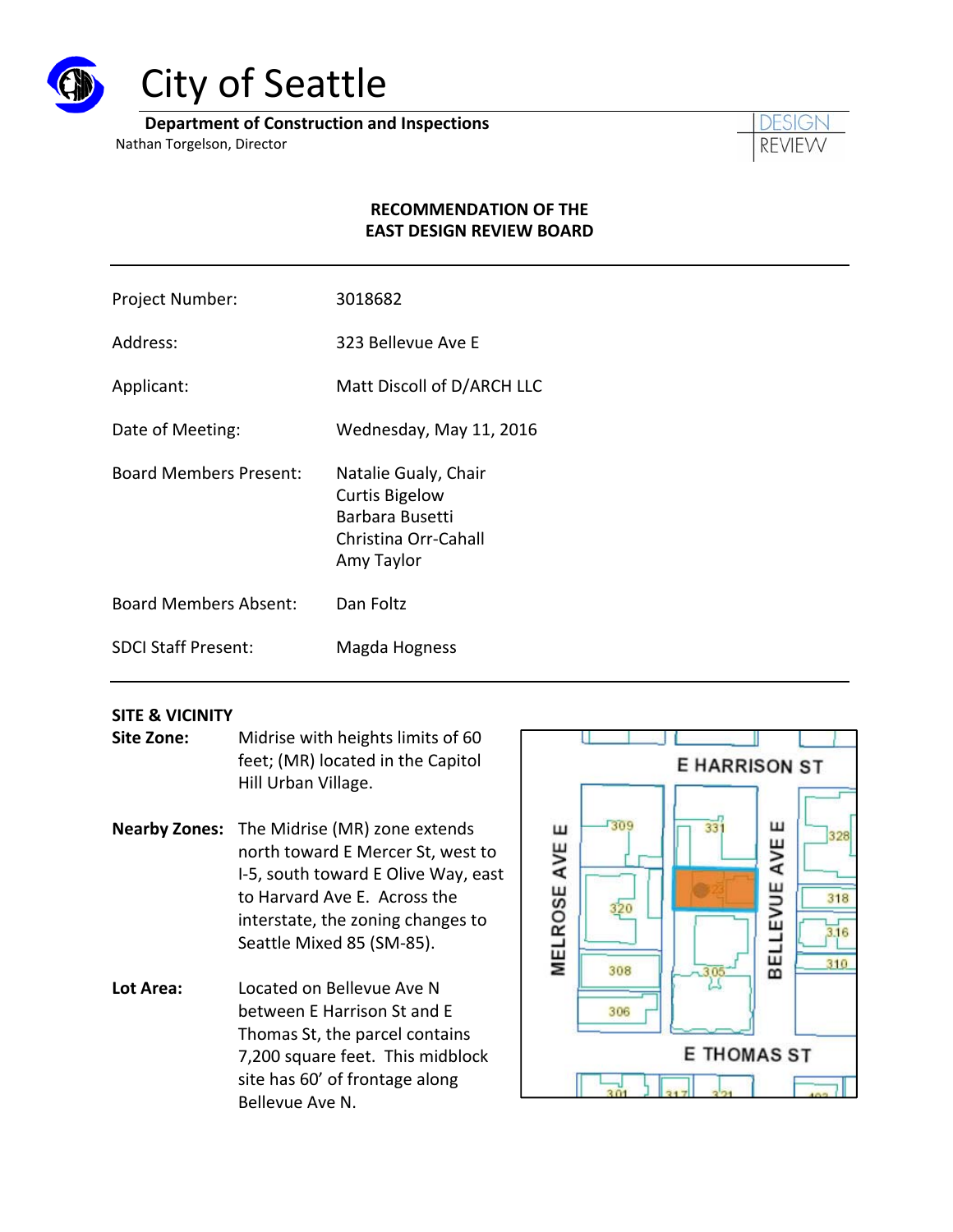# City of Seattle

**Department of Construction and Inspections**
Nathan Torgelson, Director

DESIGN REVIEW

**RECOMMENDATION OF THE EAST DESIGN REVIEW BOARD**

| | |
|---|---|
| Project Number: | 3018682 |
| Address: | 323 Bellevue Ave E |
| Applicant: | Matt Discoll of D/ARCH LLC |
| Date of Meeting: | Wednesday, May 11, 2016 |
| Board Members Present: | Natalie Gualy, Chair<br>Curtis Bigelow<br>Barbara Busetti<br>Christina Orr-Cahall<br>Amy Taylor |
| Board Members Absent: | Dan Foltz |
| SDCI Staff Present: | Magda Hogness |

## SITE & VICINITY

**Site Zone:** Midrise with heights limits of 60 feet; (MR) located in the Capitol Hill Urban Village.

**Nearby Zones:** The Midrise (MR) zone extends north toward E Mercer St, west to I-5, south toward E Olive Way, east to Harvard Ave E. Across the interstate, the zoning changes to Seattle Mixed 85 (SM-85).

**Lot Area:** Located on Bellevue Ave N between E Harrison St and E Thomas St, the parcel contains 7,200 square feet. This midblock site has 60' of frontage along Bellevue Ave N.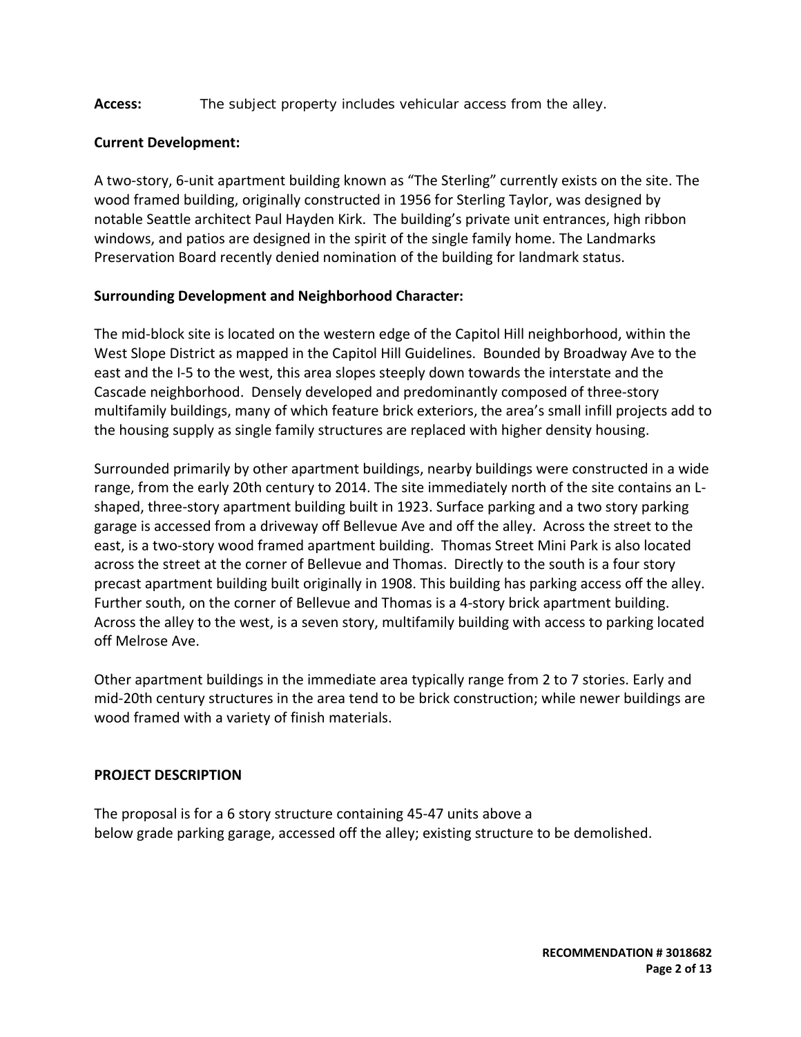**Access:** The subject property includes vehicular access from the alley.

**Current Development:**

A two-story, 6-unit apartment building known as "The Sterling" currently exists on the site. The wood framed building, originally constructed in 1956 for Sterling Taylor, was designed by notable Seattle architect Paul Hayden Kirk. The building's private unit entrances, high ribbon windows, and patios are designed in the spirit of the single family home. The Landmarks Preservation Board recently denied nomination of the building for landmark status.

**Surrounding Development and Neighborhood Character:**

The mid-block site is located on the western edge of the Capitol Hill neighborhood, within the West Slope District as mapped in the Capitol Hill Guidelines. Bounded by Broadway Ave to the east and the I-5 to the west, this area slopes steeply down towards the interstate and the Cascade neighborhood. Densely developed and predominantly composed of three-story multifamily buildings, many of which feature brick exteriors, the area's small infill projects add to the housing supply as single family structures are replaced with higher density housing.

Surrounded primarily by other apartment buildings, nearby buildings were constructed in a wide range, from the early 20th century to 2014. The site immediately north of the site contains an L-shaped, three-story apartment building built in 1923. Surface parking and a two story parking garage is accessed from a driveway off Bellevue Ave and off the alley. Across the street to the east, is a two-story wood framed apartment building. Thomas Street Mini Park is also located across the street at the corner of Bellevue and Thomas. Directly to the south is a four story precast apartment building built originally in 1908. This building has parking access off the alley. Further south, on the corner of Bellevue and Thomas is a 4-story brick apartment building. Across the alley to the west, is a seven story, multifamily building with access to parking located off Melrose Ave.

Other apartment buildings in the immediate area typically range from 2 to 7 stories. Early and mid-20th century structures in the area tend to be brick construction; while newer buildings are wood framed with a variety of finish materials.

**PROJECT DESCRIPTION**

The proposal is for a 6 story structure containing 45-47 units above a below grade parking garage, accessed off the alley; existing structure to be demolished.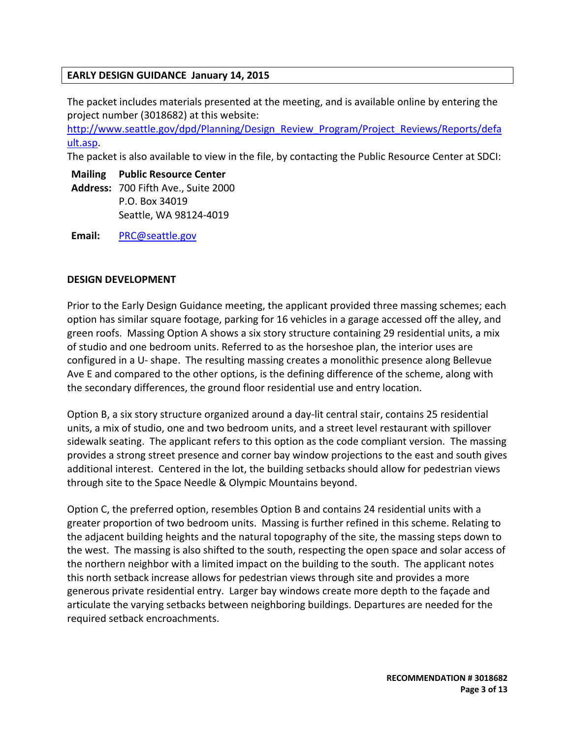**EARLY DESIGN GUIDANCE January 14, 2015**

The packet includes materials presented at the meeting, and is available online by entering the project number (3018682) at this website:
[http://www.seattle.gov/dpd/Planning/Design_Review_Program/Project_Reviews/Reports/default.asp](http://www.seattle.gov/dpd/Planning/Design_Review_Program/Project_Reviews/Reports/default.asp).
The packet is also available to view in the file, by contacting the Public Resource Center at SDCI:

**Mailing Address:** **Public Resource Center**
700 Fifth Ave., Suite 2000
P.O. Box 34019
Seattle, WA 98124-4019

**Email:** [PRC@seattle.gov](mailto:PRC@seattle.gov)

**DESIGN DEVELOPMENT**

Prior to the Early Design Guidance meeting, the applicant provided three massing schemes; each option has similar square footage, parking for 16 vehicles in a garage accessed off the alley, and green roofs. Massing Option A shows a six story structure containing 29 residential units, a mix of studio and one bedroom units. Referred to as the horseshoe plan, the interior uses are configured in a U- shape. The resulting massing creates a monolithic presence along Bellevue Ave E and compared to the other options, is the defining difference of the scheme, along with the secondary differences, the ground floor residential use and entry location.

Option B, a six story structure organized around a day-lit central stair, contains 25 residential units, a mix of studio, one and two bedroom units, and a street level restaurant with spillover sidewalk seating. The applicant refers to this option as the code compliant version. The massing provides a strong street presence and corner bay window projections to the east and south gives additional interest. Centered in the lot, the building setbacks should allow for pedestrian views through site to the Space Needle & Olympic Mountains beyond.

Option C, the preferred option, resembles Option B and contains 24 residential units with a greater proportion of two bedroom units. Massing is further refined in this scheme. Relating to the adjacent building heights and the natural topography of the site, the massing steps down to the west. The massing is also shifted to the south, respecting the open space and solar access of the northern neighbor with a limited impact on the building to the south. The applicant notes this north setback increase allows for pedestrian views through site and provides a more generous private residential entry. Larger bay windows create more depth to the façade and articulate the varying setbacks between neighboring buildings. Departures are needed for the required setback encroachments.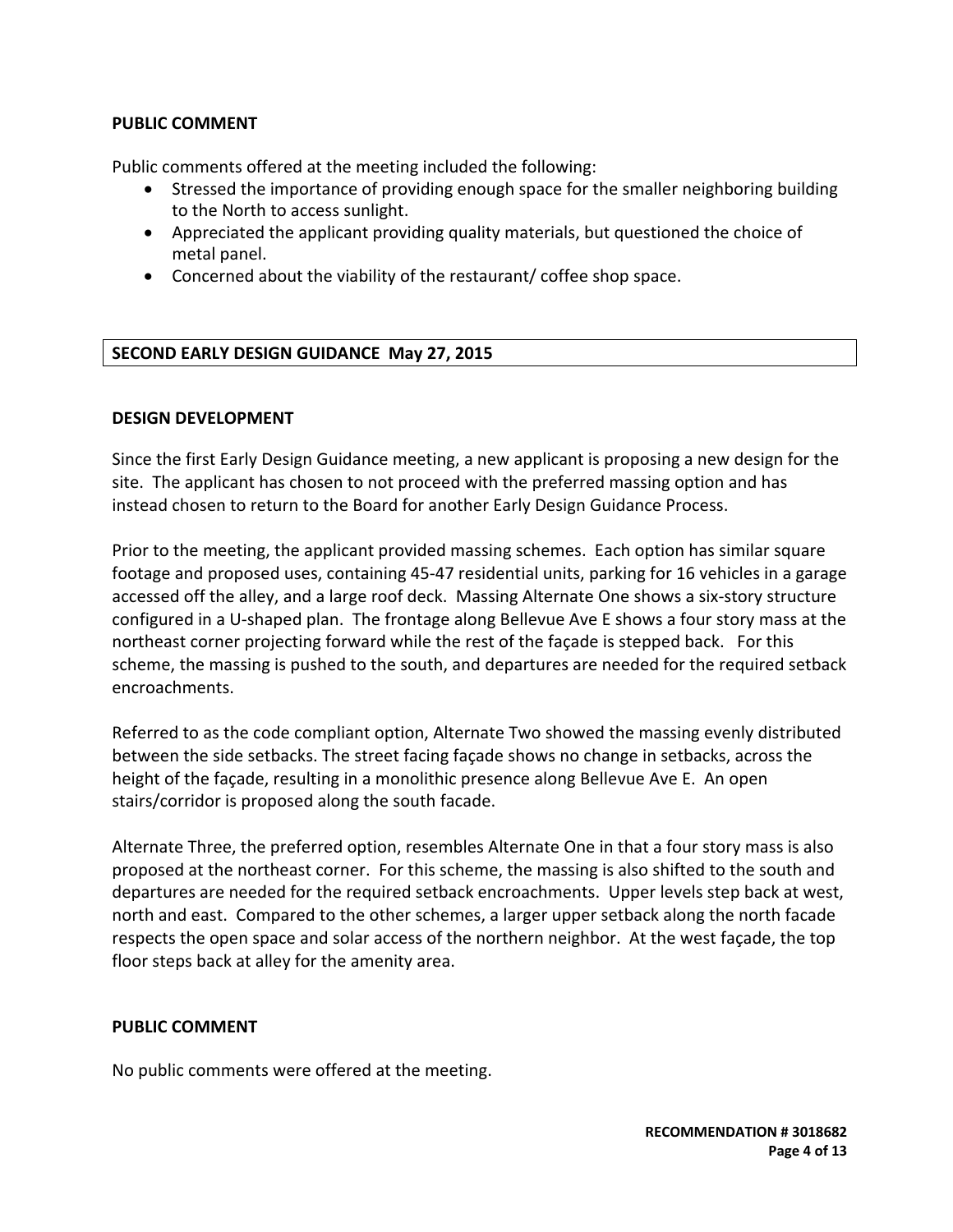**PUBLIC COMMENT**

Public comments offered at the meeting included the following:

- Stressed the importance of providing enough space for the smaller neighboring building to the North to access sunlight.
- Appreciated the applicant providing quality materials, but questioned the choice of metal panel.
- Concerned about the viability of the restaurant/ coffee shop space.

**SECOND EARLY DESIGN GUIDANCE May 27, 2015**

**DESIGN DEVELOPMENT**

Since the first Early Design Guidance meeting, a new applicant is proposing a new design for the site. The applicant has chosen to not proceed with the preferred massing option and has instead chosen to return to the Board for another Early Design Guidance Process.

Prior to the meeting, the applicant provided massing schemes. Each option has similar square footage and proposed uses, containing 45-47 residential units, parking for 16 vehicles in a garage accessed off the alley, and a large roof deck. Massing Alternate One shows a six-story structure configured in a U-shaped plan. The frontage along Bellevue Ave E shows a four story mass at the northeast corner projecting forward while the rest of the façade is stepped back. For this scheme, the massing is pushed to the south, and departures are needed for the required setback encroachments.

Referred to as the code compliant option, Alternate Two showed the massing evenly distributed between the side setbacks. The street facing façade shows no change in setbacks, across the height of the façade, resulting in a monolithic presence along Bellevue Ave E. An open stairs/corridor is proposed along the south facade.

Alternate Three, the preferred option, resembles Alternate One in that a four story mass is also proposed at the northeast corner. For this scheme, the massing is also shifted to the south and departures are needed for the required setback encroachments. Upper levels step back at west, north and east. Compared to the other schemes, a larger upper setback along the north facade respects the open space and solar access of the northern neighbor. At the west façade, the top floor steps back at alley for the amenity area.

**PUBLIC COMMENT**

No public comments were offered at the meeting.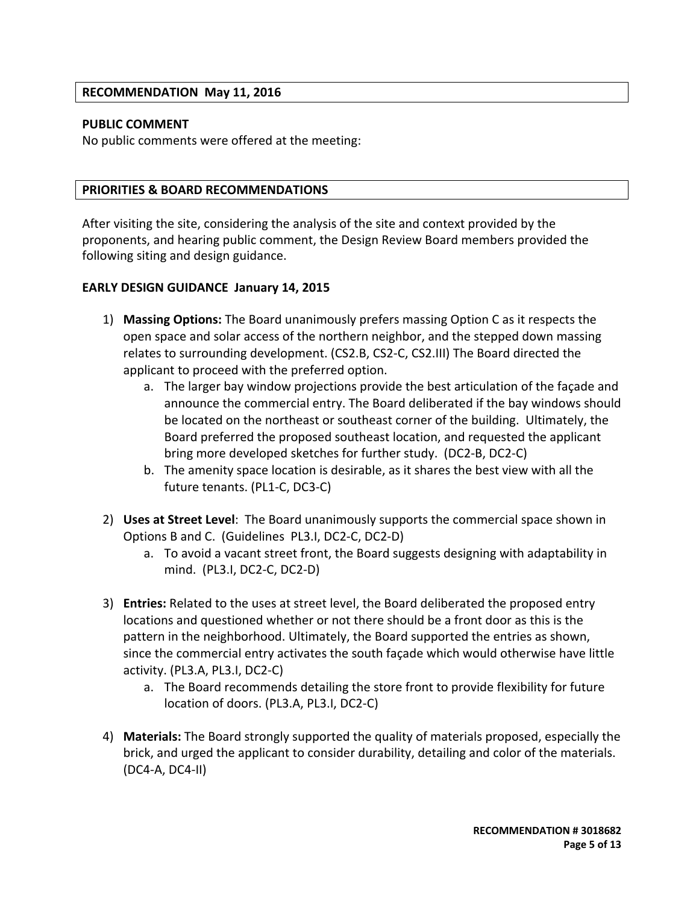## RECOMMENDATION May 11, 2016

**PUBLIC COMMENT**

No public comments were offered at the meeting:

## PRIORITIES & BOARD RECOMMENDATIONS

After visiting the site, considering the analysis of the site and context provided by the proponents, and hearing public comment, the Design Review Board members provided the following siting and design guidance.

**EARLY DESIGN GUIDANCE January 14, 2015**

1) **Massing Options:** The Board unanimously prefers massing Option C as it respects the open space and solar access of the northern neighbor, and the stepped down massing relates to surrounding development. (CS2.B, CS2-C, CS2.III) The Board directed the applicant to proceed with the preferred option.
    a. The larger bay window projections provide the best articulation of the façade and announce the commercial entry. The Board deliberated if the bay windows should be located on the northeast or southeast corner of the building. Ultimately, the Board preferred the proposed southeast location, and requested the applicant bring more developed sketches for further study. (DC2-B, DC2-C)
    b. The amenity space location is desirable, as it shares the best view with all the future tenants. (PL1-C, DC3-C)

2) **Uses at Street Level**: The Board unanimously supports the commercial space shown in Options B and C. (Guidelines PL3.I, DC2-C, DC2-D)
    a. To avoid a vacant street front, the Board suggests designing with adaptability in mind. (PL3.I, DC2-C, DC2-D)

3) **Entries:** Related to the uses at street level, the Board deliberated the proposed entry locations and questioned whether or not there should be a front door as this is the pattern in the neighborhood. Ultimately, the Board supported the entries as shown, since the commercial entry activates the south façade which would otherwise have little activity. (PL3.A, PL3.I, DC2-C)
    a. The Board recommends detailing the store front to provide flexibility for future location of doors. (PL3.A, PL3.I, DC2-C)

4) **Materials:** The Board strongly supported the quality of materials proposed, especially the brick, and urged the applicant to consider durability, detailing and color of the materials. (DC4-A, DC4-II)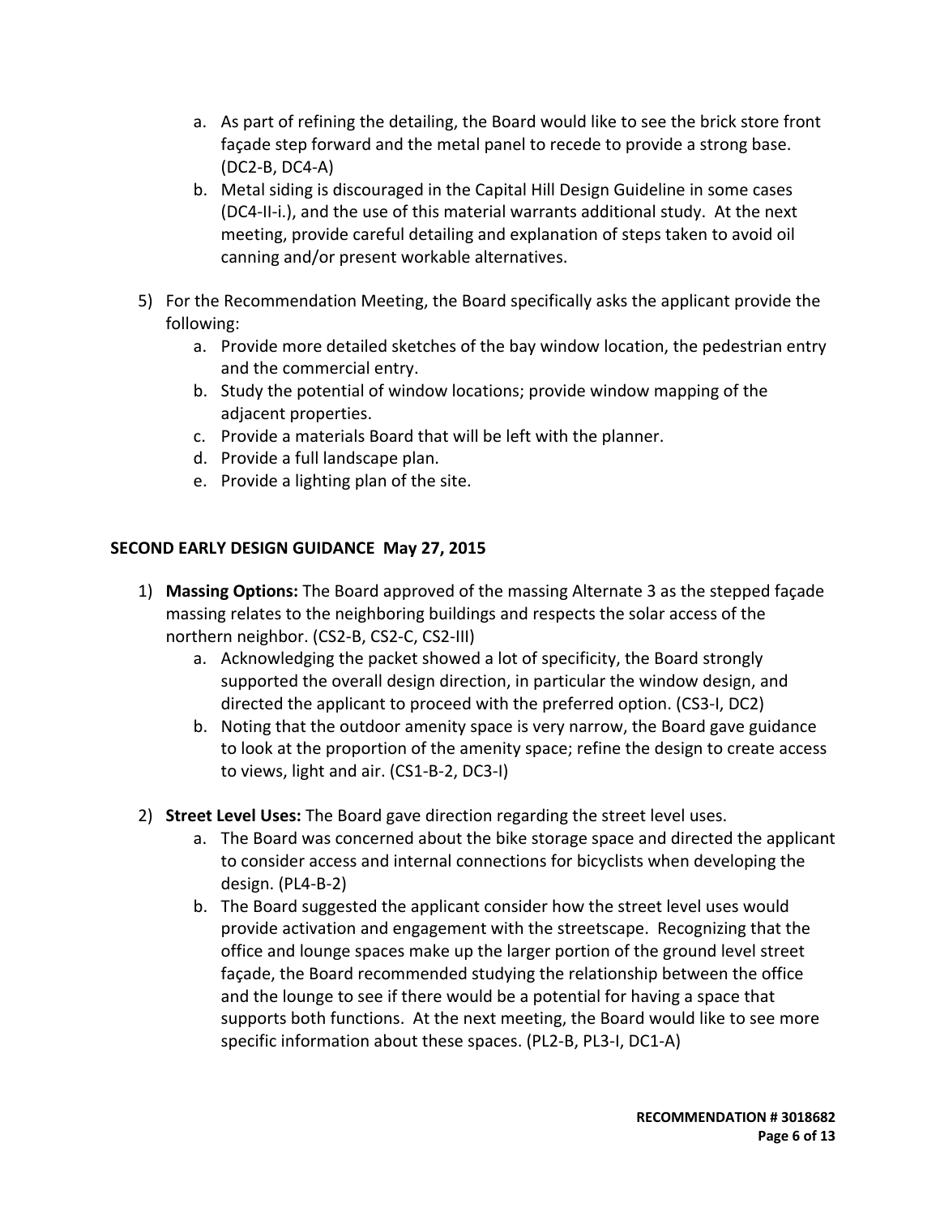a. As part of refining the detailing, the Board would like to see the brick store front façade step forward and the metal panel to recede to provide a strong base. (DC2-B, DC4-A)
   b. Metal siding is discouraged in the Capital Hill Design Guideline in some cases (DC4-II-i.), and the use of this material warrants additional study. At the next meeting, provide careful detailing and explanation of steps taken to avoid oil canning and/or present workable alternatives.

5) For the Recommendation Meeting, the Board specifically asks the applicant provide the following:
   a. Provide more detailed sketches of the bay window location, the pedestrian entry and the commercial entry.
   b. Study the potential of window locations; provide window mapping of the adjacent properties.
   c. Provide a materials Board that will be left with the planner.
   d. Provide a full landscape plan.
   e. Provide a lighting plan of the site.

**SECOND EARLY DESIGN GUIDANCE May 27, 2015**

1) **Massing Options:** The Board approved of the massing Alternate 3 as the stepped façade massing relates to the neighboring buildings and respects the solar access of the northern neighbor. (CS2-B, CS2-C, CS2-III)
   a. Acknowledging the packet showed a lot of specificity, the Board strongly supported the overall design direction, in particular the window design, and directed the applicant to proceed with the preferred option. (CS3-I, DC2)
   b. Noting that the outdoor amenity space is very narrow, the Board gave guidance to look at the proportion of the amenity space; refine the design to create access to views, light and air. (CS1-B-2, DC3-I)

2) **Street Level Uses:** The Board gave direction regarding the street level uses.
   a. The Board was concerned about the bike storage space and directed the applicant to consider access and internal connections for bicyclists when developing the design. (PL4-B-2)
   b. The Board suggested the applicant consider how the street level uses would provide activation and engagement with the streetscape. Recognizing that the office and lounge spaces make up the larger portion of the ground level street façade, the Board recommended studying the relationship between the office and the lounge to see if there would be a potential for having a space that supports both functions. At the next meeting, the Board would like to see more specific information about these spaces. (PL2-B, PL3-I, DC1-A)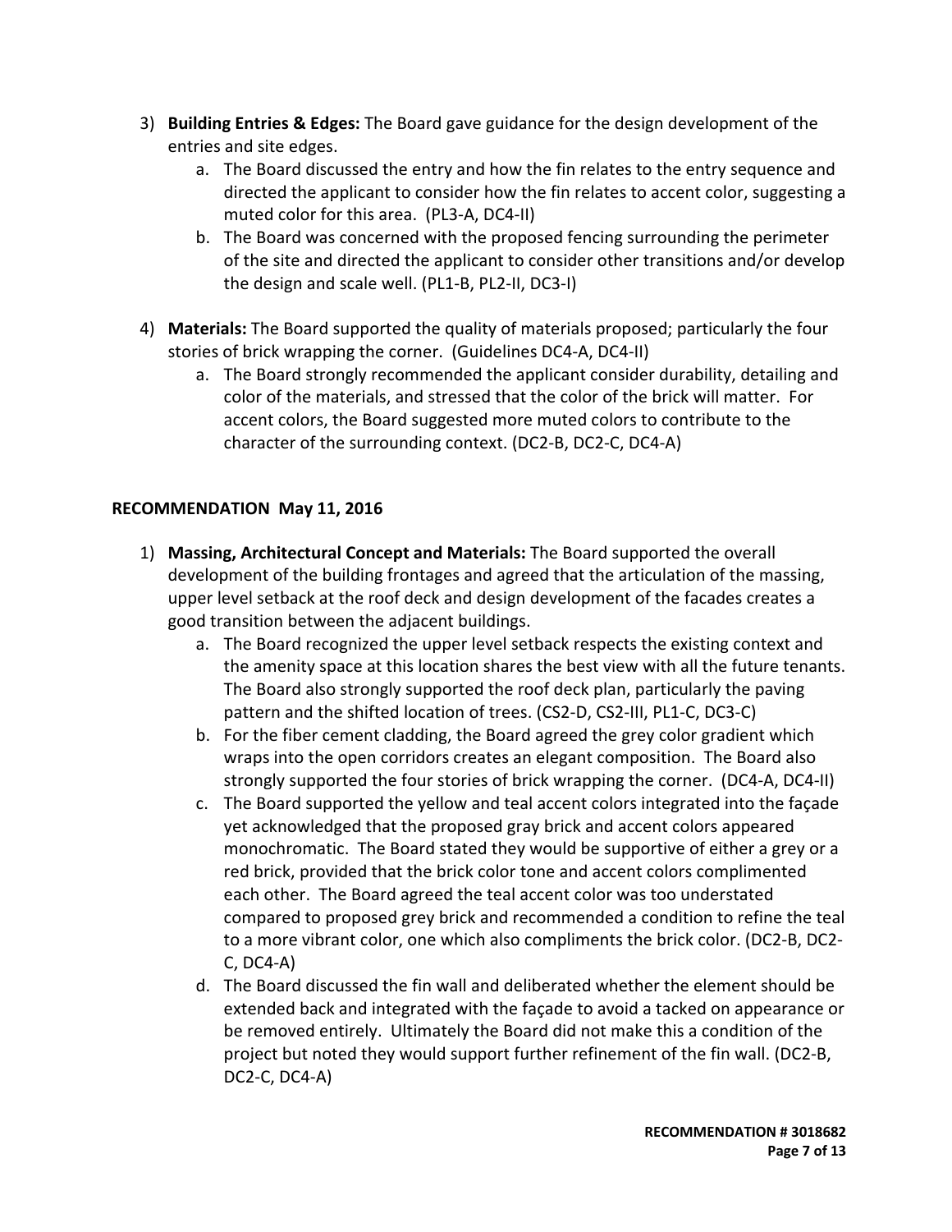3) **Building Entries & Edges:** The Board gave guidance for the design development of the entries and site edges.
    a. The Board discussed the entry and how the fin relates to the entry sequence and directed the applicant to consider how the fin relates to accent color, suggesting a muted color for this area. (PL3-A, DC4-II)
    b. The Board was concerned with the proposed fencing surrounding the perimeter of the site and directed the applicant to consider other transitions and/or develop the design and scale well. (PL1-B, PL2-II, DC3-I)

4) **Materials:** The Board supported the quality of materials proposed; particularly the four stories of brick wrapping the corner. (Guidelines DC4-A, DC4-II)
    a. The Board strongly recommended the applicant consider durability, detailing and color of the materials, and stressed that the color of the brick will matter. For accent colors, the Board suggested more muted colors to contribute to the character of the surrounding context. (DC2-B, DC2-C, DC4-A)

**RECOMMENDATION May 11, 2016**

1) **Massing, Architectural Concept and Materials:** The Board supported the overall development of the building frontages and agreed that the articulation of the massing, upper level setback at the roof deck and design development of the facades creates a good transition between the adjacent buildings.
    a. The Board recognized the upper level setback respects the existing context and the amenity space at this location shares the best view with all the future tenants. The Board also strongly supported the roof deck plan, particularly the paving pattern and the shifted location of trees. (CS2-D, CS2-III, PL1-C, DC3-C)
    b. For the fiber cement cladding, the Board agreed the grey color gradient which wraps into the open corridors creates an elegant composition. The Board also strongly supported the four stories of brick wrapping the corner. (DC4-A, DC4-II)
    c. The Board supported the yellow and teal accent colors integrated into the façade yet acknowledged that the proposed gray brick and accent colors appeared monochromatic. The Board stated they would be supportive of either a grey or a red brick, provided that the brick color tone and accent colors complimented each other. The Board agreed the teal accent color was too understated compared to proposed grey brick and recommended a condition to refine the teal to a more vibrant color, one which also compliments the brick color. (DC2-B, DC2-C, DC4-A)
    d. The Board discussed the fin wall and deliberated whether the element should be extended back and integrated with the façade to avoid a tacked on appearance or be removed entirely. Ultimately the Board did not make this a condition of the project but noted they would support further refinement of the fin wall. (DC2-B, DC2-C, DC4-A)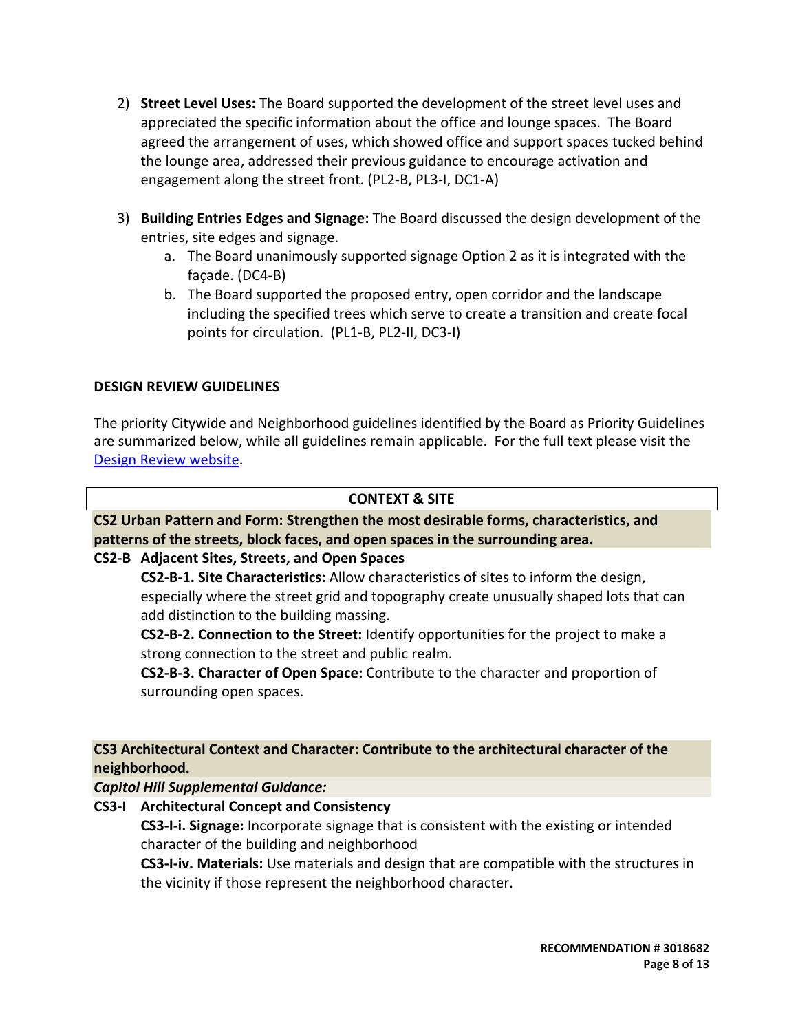2) **Street Level Uses:** The Board supported the development of the street level uses and appreciated the specific information about the office and lounge spaces. The Board agreed the arrangement of uses, which showed office and support spaces tucked behind the lounge area, addressed their previous guidance to encourage activation and engagement along the street front. (PL2-B, PL3-I, DC1-A)

3) **Building Entries Edges and Signage:** The Board discussed the design development of the entries, site edges and signage.
   a. The Board unanimously supported signage Option 2 as it is integrated with the façade. (DC4-B)
   b. The Board supported the proposed entry, open corridor and the landscape including the specified trees which serve to create a transition and create focal points for circulation. (PL1-B, PL2-II, DC3-I)

## DESIGN REVIEW GUIDELINES

The priority Citywide and Neighborhood guidelines identified by the Board as Priority Guidelines are summarized below, while all guidelines remain applicable. For the full text please visit the [Design Review website](Design Review website).

### CONTEXT & SITE

**CS2 Urban Pattern and Form: Strengthen the most desirable forms, characteristics, and patterns of the streets, block faces, and open spaces in the surrounding area.**

**CS2-B Adjacent Sites, Streets, and Open Spaces**

**CS2-B-1. Site Characteristics:** Allow characteristics of sites to inform the design, especially where the street grid and topography create unusually shaped lots that can add distinction to the building massing.

**CS2-B-2. Connection to the Street:** Identify opportunities for the project to make a strong connection to the street and public realm.

**CS2-B-3. Character of Open Space:** Contribute to the character and proportion of surrounding open spaces.

**CS3 Architectural Context and Character: Contribute to the architectural character of the neighborhood.**

***Capitol Hill Supplemental Guidance:***

**CS3-I Architectural Concept and Consistency**

**CS3-I-i. Signage:** Incorporate signage that is consistent with the existing or intended character of the building and neighborhood

**CS3-I-iv. Materials:** Use materials and design that are compatible with the structures in the vicinity if those represent the neighborhood character.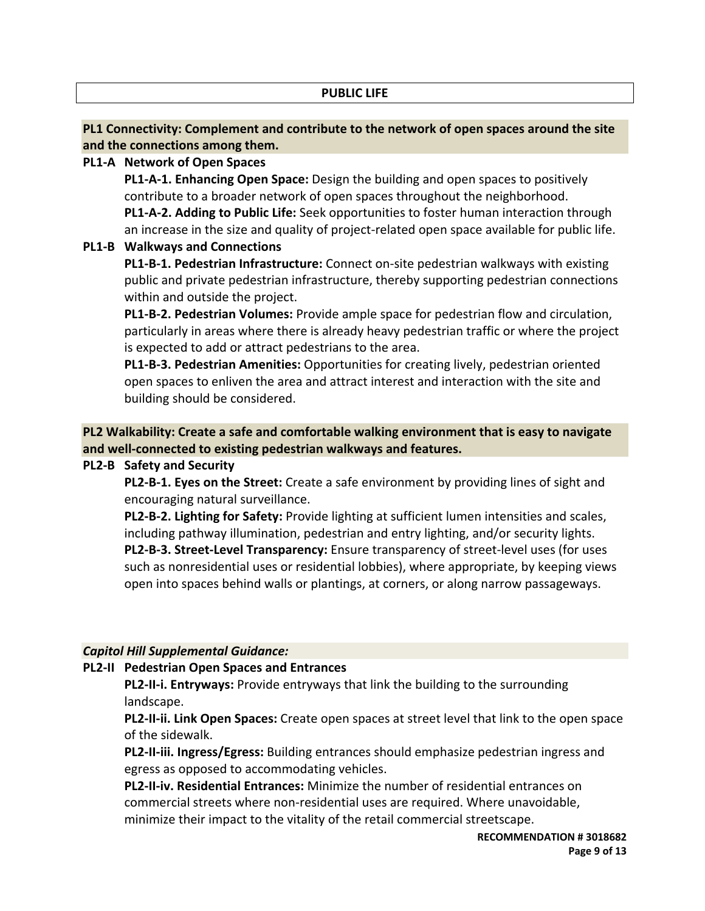## PUBLIC LIFE

**PL1 Connectivity: Complement and contribute to the network of open spaces around the site and the connections among them.**

**PL1-A Network of Open Spaces**

**PL1-A-1. Enhancing Open Space:** Design the building and open spaces to positively contribute to a broader network of open spaces throughout the neighborhood.

**PL1-A-2. Adding to Public Life:** Seek opportunities to foster human interaction through an increase in the size and quality of project-related open space available for public life.

**PL1-B Walkways and Connections**

**PL1-B-1. Pedestrian Infrastructure:** Connect on-site pedestrian walkways with existing public and private pedestrian infrastructure, thereby supporting pedestrian connections within and outside the project.

**PL1-B-2. Pedestrian Volumes:** Provide ample space for pedestrian flow and circulation, particularly in areas where there is already heavy pedestrian traffic or where the project is expected to add or attract pedestrians to the area.

**PL1-B-3. Pedestrian Amenities:** Opportunities for creating lively, pedestrian oriented open spaces to enliven the area and attract interest and interaction with the site and building should be considered.

**PL2 Walkability: Create a safe and comfortable walking environment that is easy to navigate and well-connected to existing pedestrian walkways and features.**

**PL2-B Safety and Security**

**PL2-B-1. Eyes on the Street:** Create a safe environment by providing lines of sight and encouraging natural surveillance.

**PL2-B-2. Lighting for Safety:** Provide lighting at sufficient lumen intensities and scales, including pathway illumination, pedestrian and entry lighting, and/or security lights.

**PL2-B-3. Street-Level Transparency:** Ensure transparency of street-level uses (for uses such as nonresidential uses or residential lobbies), where appropriate, by keeping views open into spaces behind walls or plantings, at corners, or along narrow passageways.

***Capitol Hill Supplemental Guidance:***

**PL2-II Pedestrian Open Spaces and Entrances**

**PL2-II-i. Entryways:** Provide entryways that link the building to the surrounding landscape.

**PL2-II-ii. Link Open Spaces:** Create open spaces at street level that link to the open space of the sidewalk.

**PL2-II-iii. Ingress/Egress:** Building entrances should emphasize pedestrian ingress and egress as opposed to accommodating vehicles.

**PL2-II-iv. Residential Entrances:** Minimize the number of residential entrances on commercial streets where non-residential uses are required. Where unavoidable, minimize their impact to the vitality of the retail commercial streetscape.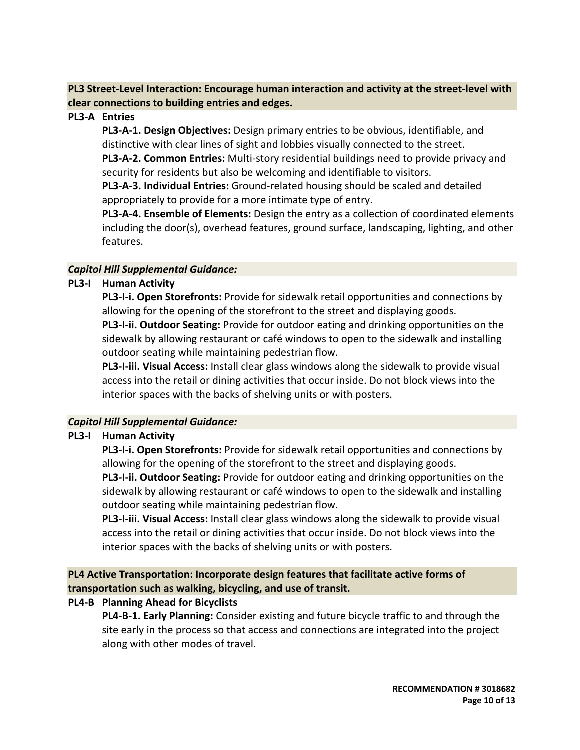**PL3 Street-Level Interaction: Encourage human interaction and activity at the street-level with clear connections to building entries and edges.**

**PL3-A Entries**

**PL3-A-1. Design Objectives:** Design primary entries to be obvious, identifiable, and distinctive with clear lines of sight and lobbies visually connected to the street.

**PL3-A-2. Common Entries:** Multi-story residential buildings need to provide privacy and security for residents but also be welcoming and identifiable to visitors.

**PL3-A-3. Individual Entries:** Ground-related housing should be scaled and detailed appropriately to provide for a more intimate type of entry.

**PL3-A-4. Ensemble of Elements:** Design the entry as a collection of coordinated elements including the door(s), overhead features, ground surface, landscaping, lighting, and other features.

***Capitol Hill Supplemental Guidance:***

**PL3-I Human Activity**

**PL3-I-i. Open Storefronts:** Provide for sidewalk retail opportunities and connections by allowing for the opening of the storefront to the street and displaying goods.

**PL3-I-ii. Outdoor Seating:** Provide for outdoor eating and drinking opportunities on the sidewalk by allowing restaurant or café windows to open to the sidewalk and installing outdoor seating while maintaining pedestrian flow.

**PL3-I-iii. Visual Access:** Install clear glass windows along the sidewalk to provide visual access into the retail or dining activities that occur inside. Do not block views into the interior spaces with the backs of shelving units or with posters.

***Capitol Hill Supplemental Guidance:***

**PL3-I Human Activity**

**PL3-I-i. Open Storefronts:** Provide for sidewalk retail opportunities and connections by allowing for the opening of the storefront to the street and displaying goods.

**PL3-I-ii. Outdoor Seating:** Provide for outdoor eating and drinking opportunities on the sidewalk by allowing restaurant or café windows to open to the sidewalk and installing outdoor seating while maintaining pedestrian flow.

**PL3-I-iii. Visual Access:** Install clear glass windows along the sidewalk to provide visual access into the retail or dining activities that occur inside. Do not block views into the interior spaces with the backs of shelving units or with posters.

**PL4 Active Transportation: Incorporate design features that facilitate active forms of transportation such as walking, bicycling, and use of transit.**

**PL4-B Planning Ahead for Bicyclists**

**PL4-B-1. Early Planning:** Consider existing and future bicycle traffic to and through the site early in the process so that access and connections are integrated into the project along with other modes of travel.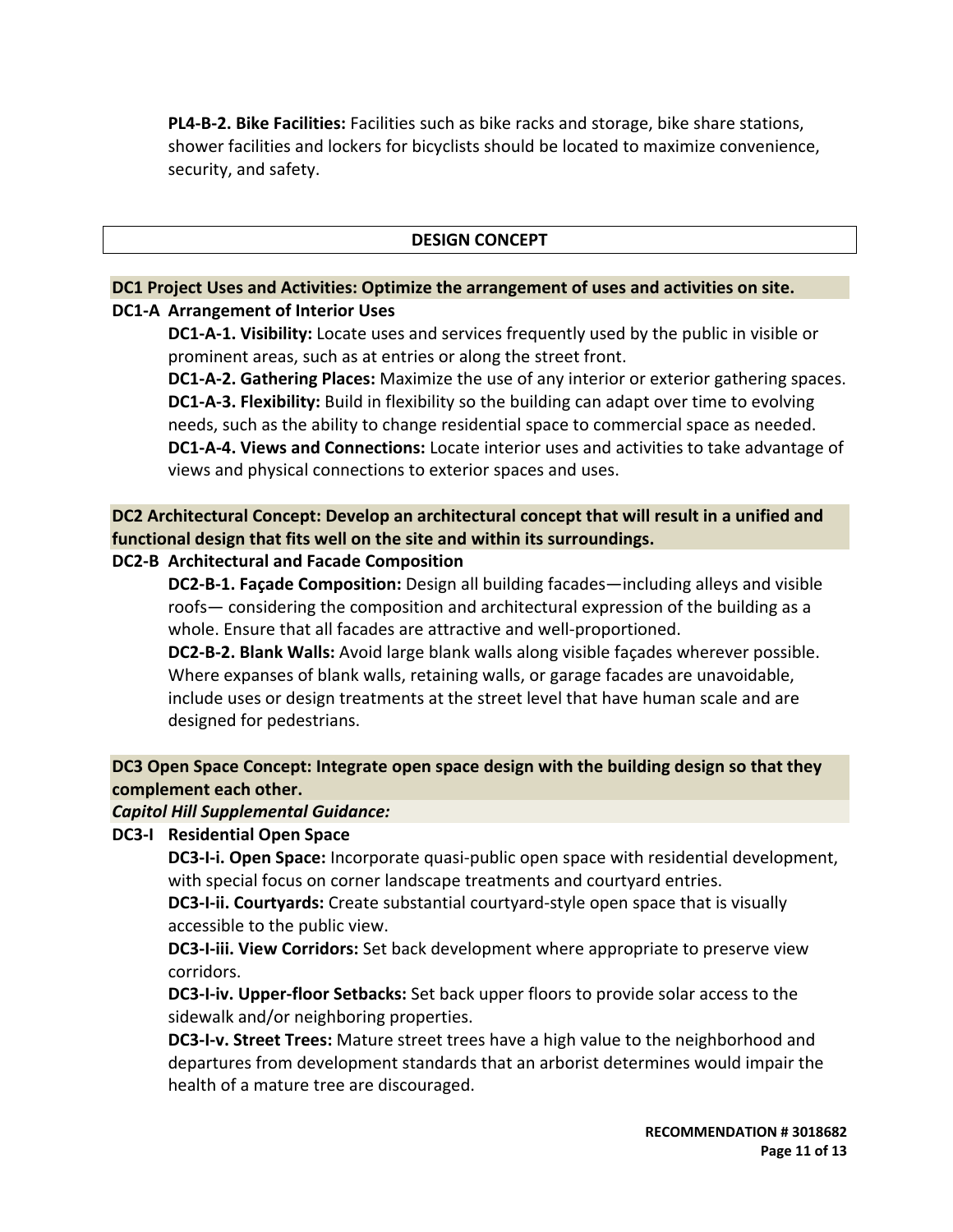**PL4-B-2. Bike Facilities:** Facilities such as bike racks and storage, bike share stations, shower facilities and lockers for bicyclists should be located to maximize convenience, security, and safety.

## DESIGN CONCEPT

### DC1 Project Uses and Activities: Optimize the arrangement of uses and activities on site.

**DC1-A Arrangement of Interior Uses**

**DC1-A-1. Visibility:** Locate uses and services frequently used by the public in visible or prominent areas, such as at entries or along the street front.

**DC1-A-2. Gathering Places:** Maximize the use of any interior or exterior gathering spaces.

**DC1-A-3. Flexibility:** Build in flexibility so the building can adapt over time to evolving needs, such as the ability to change residential space to commercial space as needed.

**DC1-A-4. Views and Connections:** Locate interior uses and activities to take advantage of views and physical connections to exterior spaces and uses.

### DC2 Architectural Concept: Develop an architectural concept that will result in a unified and functional design that fits well on the site and within its surroundings.

**DC2-B Architectural and Facade Composition**

**DC2-B-1. Façade Composition:** Design all building facades—including alleys and visible roofs— considering the composition and architectural expression of the building as a whole. Ensure that all facades are attractive and well-proportioned.

**DC2-B-2. Blank Walls:** Avoid large blank walls along visible façades wherever possible. Where expanses of blank walls, retaining walls, or garage facades are unavoidable, include uses or design treatments at the street level that have human scale and are designed for pedestrians.

### DC3 Open Space Concept: Integrate open space design with the building design so that they complement each other.

***Capitol Hill Supplemental Guidance:***

**DC3-I Residential Open Space**

**DC3-I-i. Open Space:** Incorporate quasi-public open space with residential development, with special focus on corner landscape treatments and courtyard entries.

**DC3-I-ii. Courtyards:** Create substantial courtyard-style open space that is visually accessible to the public view.

**DC3-I-iii. View Corridors:** Set back development where appropriate to preserve view corridors.

**DC3-I-iv. Upper-floor Setbacks:** Set back upper floors to provide solar access to the sidewalk and/or neighboring properties.

**DC3-I-v. Street Trees:** Mature street trees have a high value to the neighborhood and departures from development standards that an arborist determines would impair the health of a mature tree are discouraged.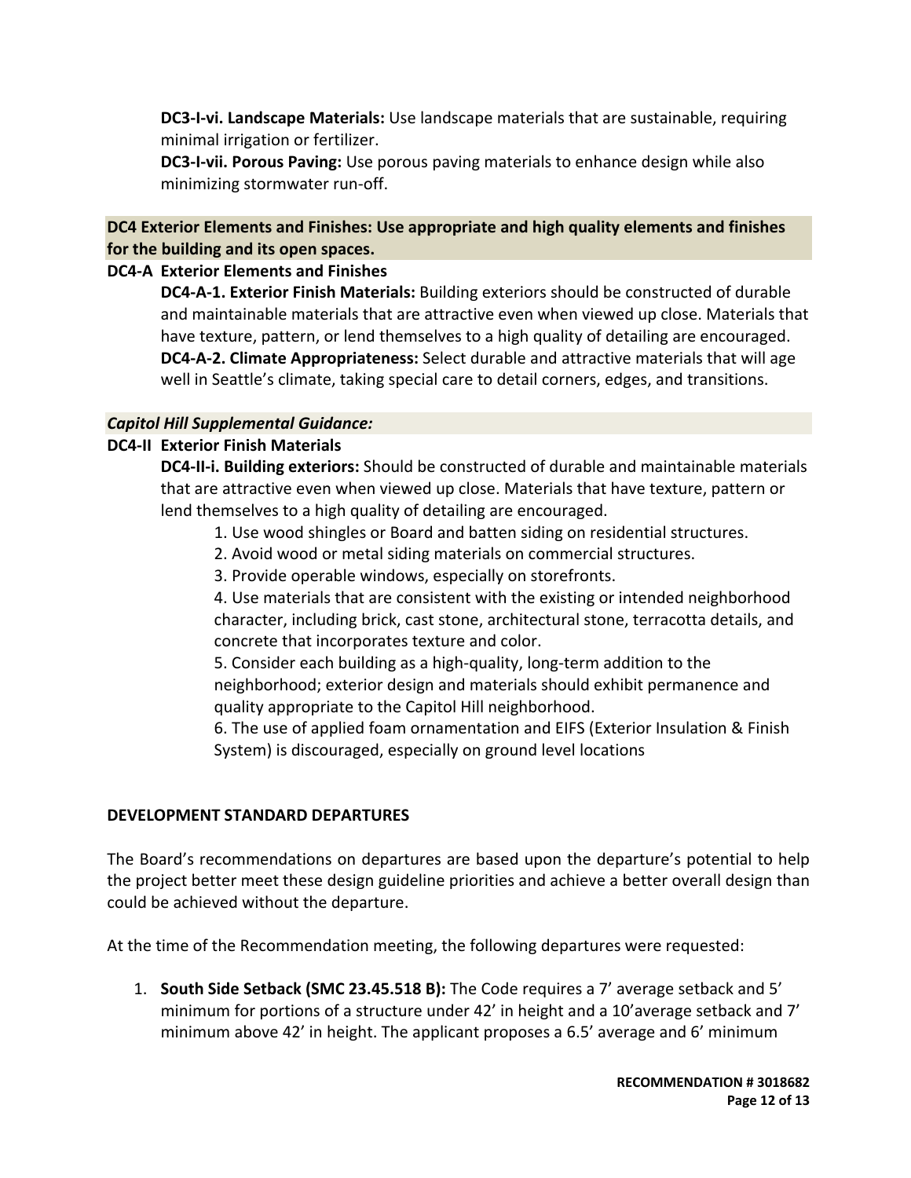**DC3-I-vi. Landscape Materials:** Use landscape materials that are sustainable, requiring minimal irrigation or fertilizer.

**DC3-I-vii. Porous Paving:** Use porous paving materials to enhance design while also minimizing stormwater run-off.

**DC4 Exterior Elements and Finishes: Use appropriate and high quality elements and finishes for the building and its open spaces.**

**DC4-A Exterior Elements and Finishes**

**DC4-A-1. Exterior Finish Materials:** Building exteriors should be constructed of durable and maintainable materials that are attractive even when viewed up close. Materials that have texture, pattern, or lend themselves to a high quality of detailing are encouraged.

**DC4-A-2. Climate Appropriateness:** Select durable and attractive materials that will age well in Seattle's climate, taking special care to detail corners, edges, and transitions.

***Capitol Hill Supplemental Guidance:***

**DC4-II Exterior Finish Materials**

**DC4-II-i. Building exteriors:** Should be constructed of durable and maintainable materials that are attractive even when viewed up close. Materials that have texture, pattern or lend themselves to a high quality of detailing are encouraged.

1. Use wood shingles or Board and batten siding on residential structures.
2. Avoid wood or metal siding materials on commercial structures.
3. Provide operable windows, especially on storefronts.
4. Use materials that are consistent with the existing or intended neighborhood character, including brick, cast stone, architectural stone, terracotta details, and concrete that incorporates texture and color.
5. Consider each building as a high-quality, long-term addition to the neighborhood; exterior design and materials should exhibit permanence and quality appropriate to the Capitol Hill neighborhood.
6. The use of applied foam ornamentation and EIFS (Exterior Insulation & Finish System) is discouraged, especially on ground level locations

**DEVELOPMENT STANDARD DEPARTURES**

The Board's recommendations on departures are based upon the departure's potential to help the project better meet these design guideline priorities and achieve a better overall design than could be achieved without the departure.

At the time of the Recommendation meeting, the following departures were requested:

1. **South Side Setback (SMC 23.45.518 B):** The Code requires a 7' average setback and 5' minimum for portions of a structure under 42' in height and a 10'average setback and 7' minimum above 42' in height. The applicant proposes a 6.5' average and 6' minimum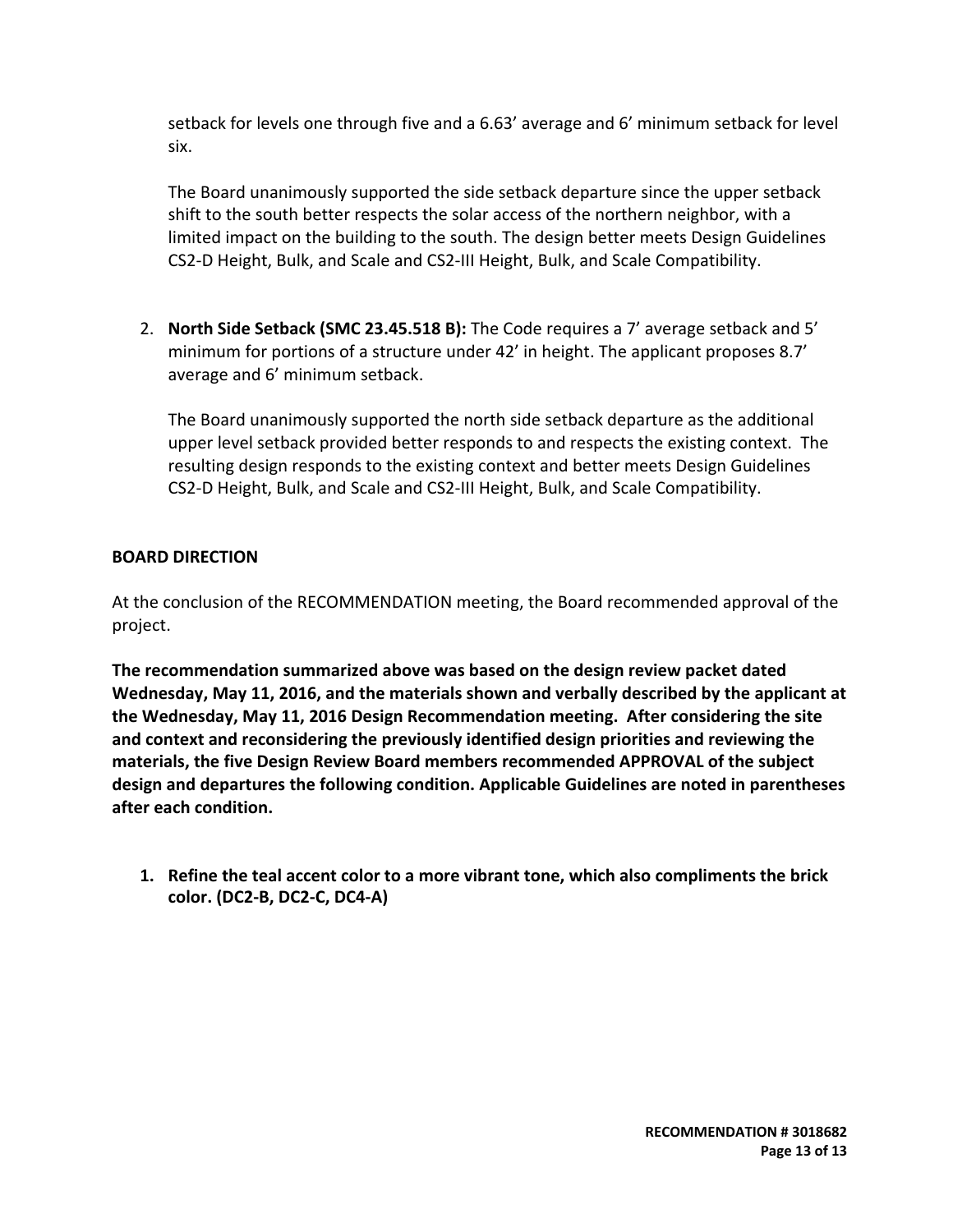setback for levels one through five and a 6.63' average and 6' minimum setback for level six.

The Board unanimously supported the side setback departure since the upper setback shift to the south better respects the solar access of the northern neighbor, with a limited impact on the building to the south. The design better meets Design Guidelines CS2-D Height, Bulk, and Scale and CS2-III Height, Bulk, and Scale Compatibility.

2. **North Side Setback (SMC 23.45.518 B):** The Code requires a 7' average setback and 5' minimum for portions of a structure under 42' in height. The applicant proposes 8.7' average and 6' minimum setback.

   The Board unanimously supported the north side setback departure as the additional upper level setback provided better responds to and respects the existing context. The resulting design responds to the existing context and better meets Design Guidelines CS2-D Height, Bulk, and Scale and CS2-III Height, Bulk, and Scale Compatibility.

## BOARD DIRECTION

At the conclusion of the RECOMMENDATION meeting, the Board recommended approval of the project.

**The recommendation summarized above was based on the design review packet dated Wednesday, May 11, 2016, and the materials shown and verbally described by the applicant at the Wednesday, May 11, 2016 Design Recommendation meeting. After considering the site and context and reconsidering the previously identified design priorities and reviewing the materials, the five Design Review Board members recommended APPROVAL of the subject design and departures the following condition. Applicable Guidelines are noted in parentheses after each condition.**

1. **Refine the teal accent color to a more vibrant tone, which also compliments the brick color. (DC2-B, DC2-C, DC4-A)**